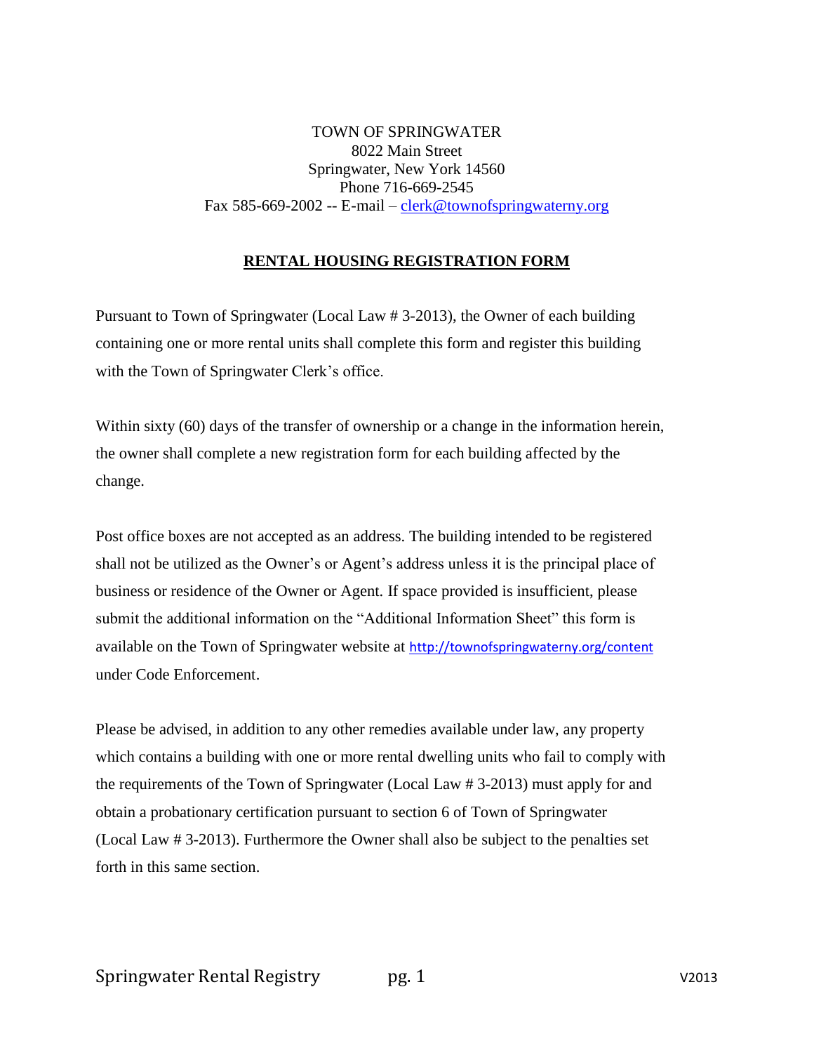TOWN OF SPRINGWATER
8022 Main Street
Springwater, New York 14560
Phone 716-669-2545
Fax 585-669-2002 -- E-mail – clerk@townofspringwaterny.org

## RENTAL HOUSING REGISTRATION FORM

Pursuant to Town of Springwater (Local Law # 3-2013), the Owner of each building containing one or more rental units shall complete this form and register this building with the Town of Springwater Clerk's office.

Within sixty (60) days of the transfer of ownership or a change in the information herein, the owner shall complete a new registration form for each building affected by the change.

Post office boxes are not accepted as an address. The building intended to be registered shall not be utilized as the Owner's or Agent's address unless it is the principal place of business or residence of the Owner or Agent. If space provided is insufficient, please submit the additional information on the "Additional Information Sheet" this form is available on the Town of Springwater website at http://townofspringwaterny.org/content under Code Enforcement.

Please be advised, in addition to any other remedies available under law, any property which contains a building with one or more rental dwelling units who fail to comply with the requirements of the Town of Springwater (Local Law # 3-2013) must apply for and obtain a probationary certification pursuant to section 6 of Town of Springwater (Local Law # 3-2013). Furthermore the Owner shall also be subject to the penalties set forth in this same section.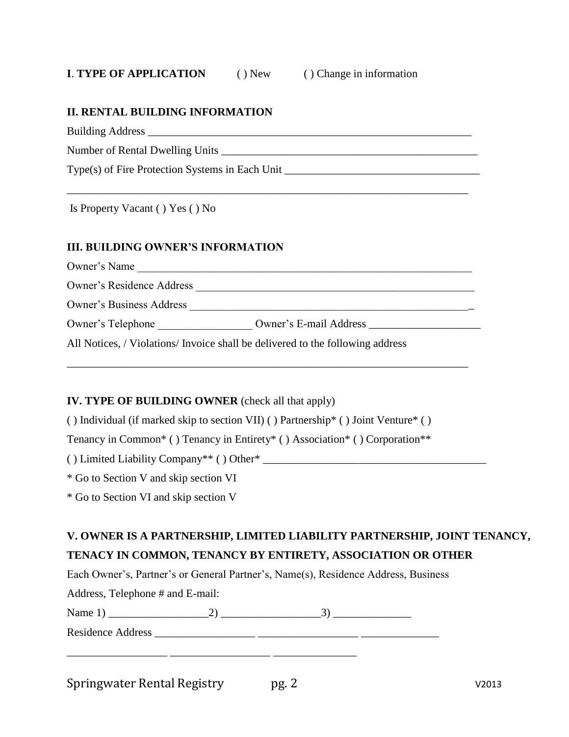**I**. **TYPE OF APPLICATION** ( ) New ( ) Change in information

**II. RENTAL BUILDING INFORMATION**

Building Address ____________________________________________________________

Number of Rental Dwelling Units ______________________________________________

Type(s) of Fire Protection Systems in Each Unit ___________________________________

___________________________________________________________________________

Is Property Vacant ( ) Yes ( ) No

**III. BUILDING OWNER'S INFORMATION**

Owner's Name _______________________________________________________________

Owner's Residence Address ___________________________________________________

Owner's Business Address ____________________________________________________

Owner's Telephone ________________ Owner's E-mail Address ____________________

All Notices, / Violations/ Invoice shall be delivered to the following address

___________________________________________________________________________

**IV. TYPE OF BUILDING OWNER** (check all that apply)

( ) Individual (if marked skip to section VII) ( ) Partnership* ( ) Joint Venture* ( ) Tenancy in Common* ( ) Tenancy in Entirety* ( ) Association* ( ) Corporation** ( ) Limited Liability Company** ( ) Other* ________________________________________

* Go to Section V and skip section VI

* Go to Section VI and skip section V

**V. OWNER IS A PARTNERSHIP, LIMITED LIABILITY PARTNERSHIP, JOINT TENANCY, TENACY IN COMMON, TENANCY BY ENTIRETY, ASSOCIATION OR OTHER**

Each Owner's, Partner's or General Partner's, Name(s), Residence Address, Business Address, Telephone # and E-mail:

Name 1) __________________2) __________________3) ______________

Residence Address _________________ _________________ ______________

_________________ _________________ ______________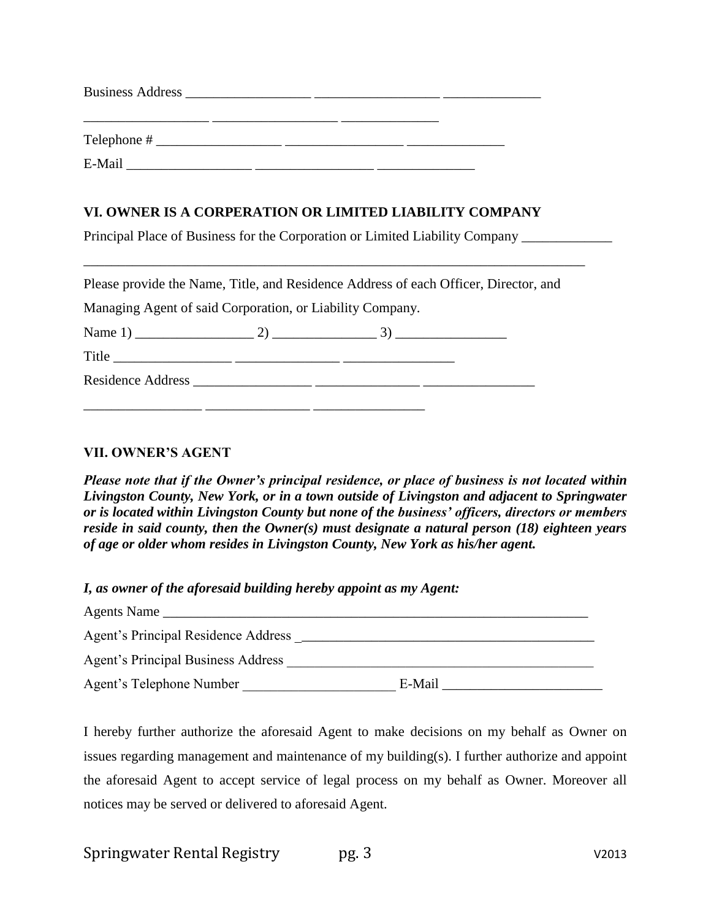Business Address __________________ __________________ ______________

__________________ __________________ ______________

Telephone # __________________ _________________ ______________

E-Mail __________________ _________________ ______________

## VI. OWNER IS A CORPERATION OR LIMITED LIABILITY COMPANY

Principal Place of Business for the Corporation or Limited Liability Company _____________

___________________________________________________________________________

Please provide the Name, Title, and Residence Address of each Officer, Director, and Managing Agent of said Corporation, or Liability Company.

Name 1) _________________ 2) _______________ 3) ________________

Title _________________ _______________ ________________

Residence Address _________________ _______________ ________________

_________________ _______________ ________________

## VII. OWNER'S AGENT

***Please note that if the Owner's principal residence, or place of business is not located within Livingston County, New York, or in a town outside of Livingston and adjacent to Springwater or is located within Livingston County but none of the business' officers, directors or members reside in said county, then the Owner(s) must designate a natural person (18) eighteen years of age or older whom resides in Livingston County, New York as his/her agent.***

***I, as owner of the aforesaid building hereby appoint as my Agent:***

Agents Name _________________________________________________________________

Agent's Principal Residence Address ____________________________________________

Agent's Principal Business Address _____________________________________________

Agent's Telephone Number ______________________ E-Mail _______________________

I hereby further authorize the aforesaid Agent to make decisions on my behalf as Owner on issues regarding management and maintenance of my building(s). I further authorize and appoint the aforesaid Agent to accept service of legal process on my behalf as Owner. Moreover all notices may be served or delivered to aforesaid Agent.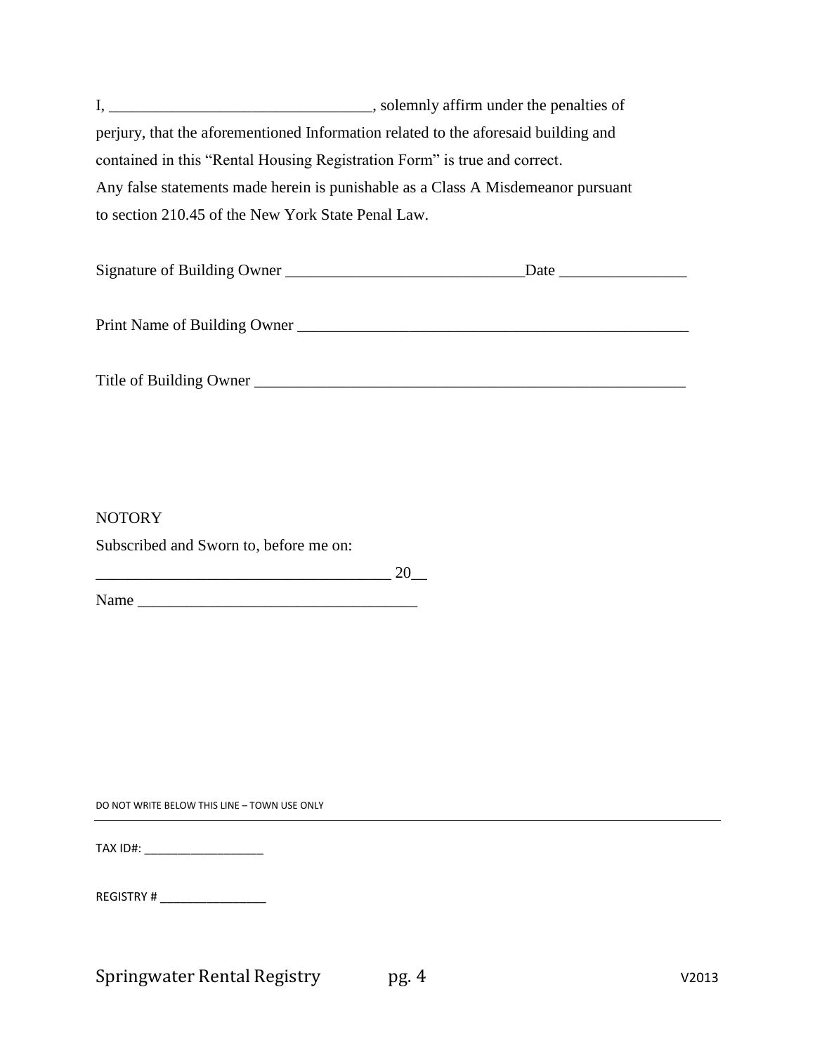I, _________________________________, solemnly affirm under the penalties of perjury, that the aforementioned Information related to the aforesaid building and contained in this "Rental Housing Registration Form" is true and correct.
Any false statements made herein is punishable as a Class A Misdemeanor pursuant to section 210.45 of the New York State Penal Law.

Signature of Building Owner ______________________________Date ________________

Print Name of Building Owner ___________________________________________________

Title of Building Owner ________________________________________________________

NOTORY

Subscribed and Sworn to, before me on:

_____________________________________ 20__

Name ___________________________________

DO NOT WRITE BELOW THIS LINE – TOWN USE ONLY

TAX ID#: __________________

REGISTRY # ________________